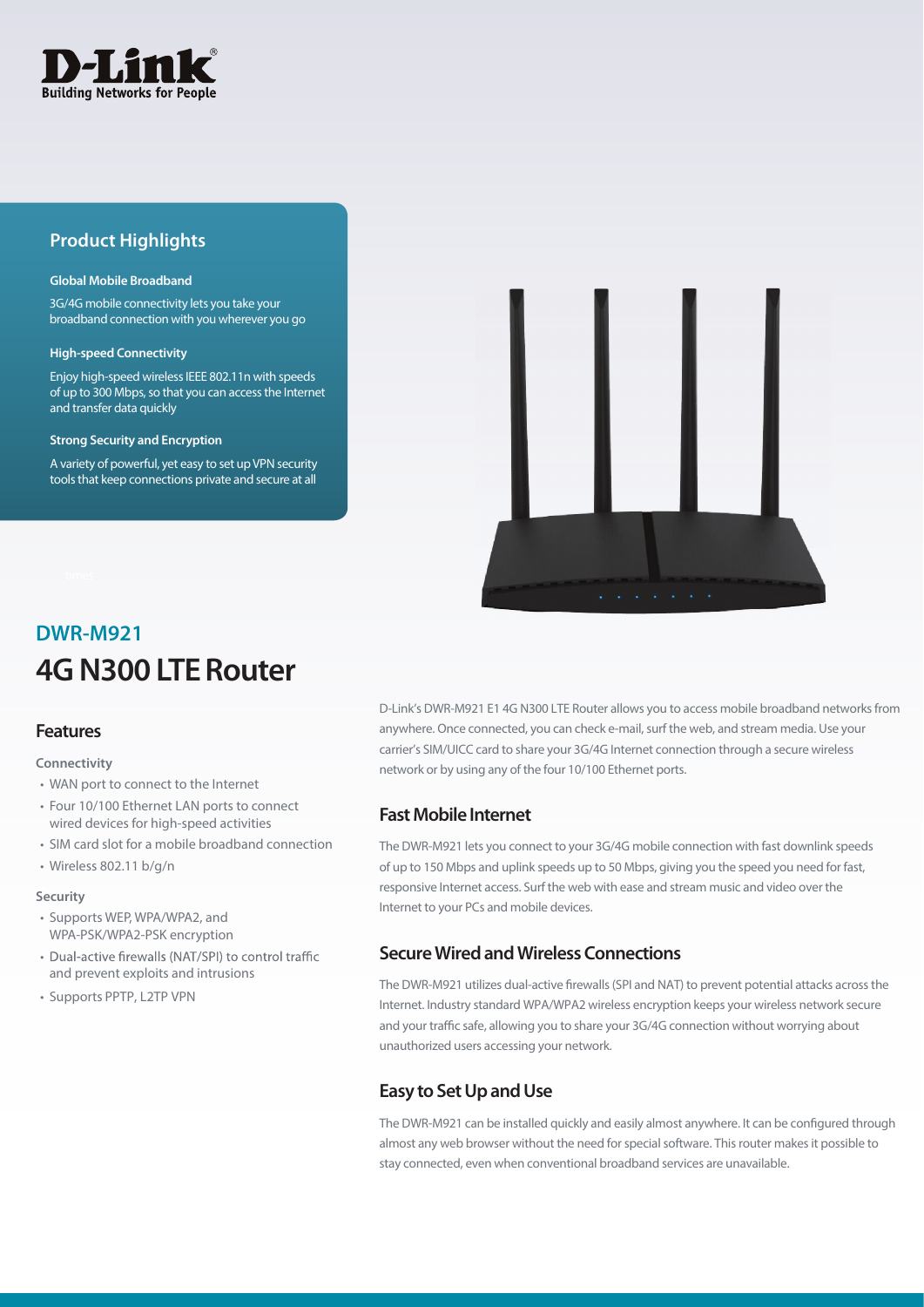D-Link
Building Networks for People

## Product Highlights

**Global Mobile Broadband**

3G/4G mobile connectivity lets you take your broadband connection with you wherever you go

**High-speed Connectivity**

Enjoy high-speed wireless IEEE 802.11n with speeds of up to 300 Mbps, so that you can access the Internet and transfer data quickly

**Strong Security and Encryption**

A variety of powerful, yet easy to set up VPN security tools that keep connections private and secure at all

## DWR-M921

# 4G N300 LTE Router

## Features

### Connectivity

- WAN port to connect to the Internet
- Four 10/100 Ethernet LAN ports to connect wired devices for high-speed activities
- SIM card slot for a mobile broadband connection
- Wireless 802.11 b/g/n

### Security

- Supports WEP, WPA/WPA2, and WPA-PSK/WPA2-PSK encryption
- Dual-active firewalls (NAT/SPI) to control traffic and prevent exploits and intrusions
- Supports PPTP, L2TP VPN

D-Link's DWR-M921 E1 4G N300 LTE Router allows you to access mobile broadband networks from anywhere. Once connected, you can check e-mail, surf the web, and stream media. Use your carrier's SIM/UICC card to share your 3G/4G Internet connection through a secure wireless network or by using any of the four 10/100 Ethernet ports.

## Fast Mobile Internet

The DWR-M921 lets you connect to your 3G/4G mobile connection with fast downlink speeds of up to 150 Mbps and uplink speeds up to 50 Mbps, giving you the speed you need for fast, responsive Internet access. Surf the web with ease and stream music and video over the Internet to your PCs and mobile devices.

## Secure Wired and Wireless Connections

The DWR-M921 utilizes dual-active firewalls (SPI and NAT) to prevent potential attacks across the Internet. Industry standard WPA/WPA2 wireless encryption keeps your wireless network secure and your traffic safe, allowing you to share your 3G/4G connection without worrying about unauthorized users accessing your network.

## Easy to Set Up and Use

The DWR-M921 can be installed quickly and easily almost anywhere. It can be configured through almost any web browser without the need for special software. This router makes it possible to stay connected, even when conventional broadband services are unavailable.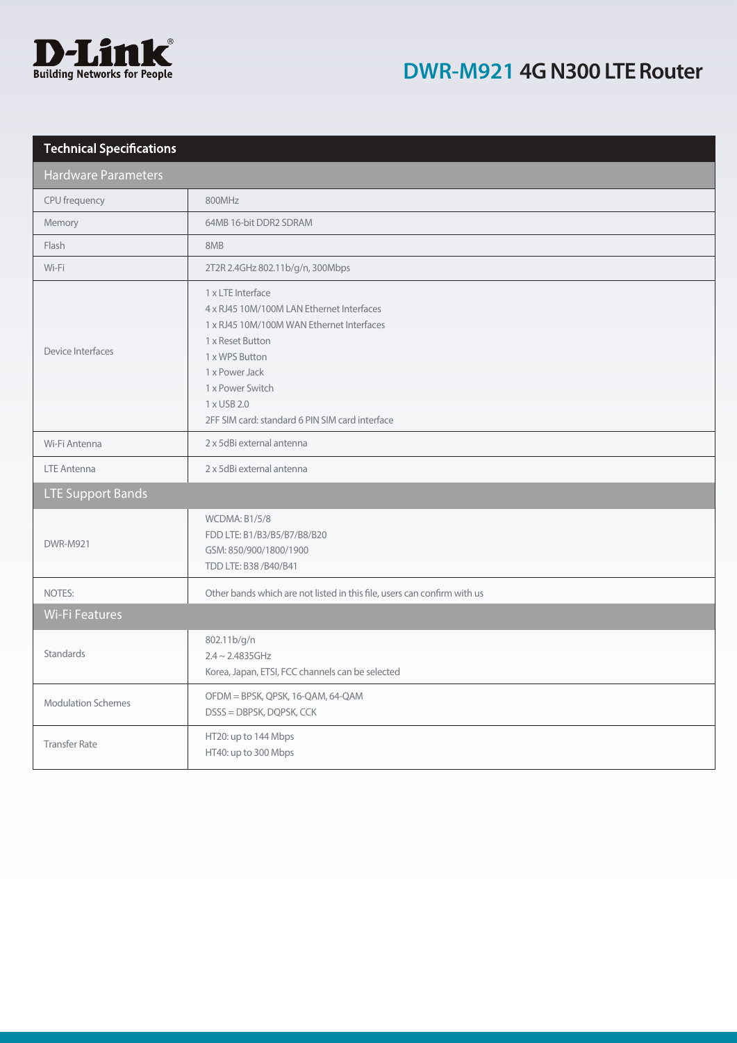# DWR-M921 4G N300 LTE Router

## Technical Specifications

| Hardware Parameters | |
|---|---|
| CPU frequency | 800MHz |
| Memory | 64MB 16-bit DDR2 SDRAM |
| Flash | 8MB |
| Wi-Fi | 2T2R 2.4GHz 802.11b/g/n, 300Mbps |
| Device Interfaces | 1 x LTE Interface<br>4 x RJ45 10M/100M LAN Ethernet Interfaces<br>1 x RJ45 10M/100M WAN Ethernet Interfaces<br>1 x Reset Button<br>1 x WPS Button<br>1 x Power Jack<br>1 x Power Switch<br>1 x USB 2.0<br>2FF SIM card: standard 6 PIN SIM card interface |
| Wi-Fi Antenna | 2 x 5dBi external antenna |
| LTE Antenna | 2 x 5dBi external antenna |
| **LTE Support Bands** | |
| DWR-M921 | WCDMA: B1/5/8<br>FDD LTE: B1/B3/B5/B7/B8/B20<br>GSM: 850/900/1800/1900<br>TDD LTE: B38 /B40/B41 |
| NOTES: | Other bands which are not listed in this file, users can confirm with us |
| **Wi-Fi Features** | |
| Standards | 802.11b/g/n<br>2.4 ~ 2.4835GHz<br>Korea, Japan, ETSI, FCC channels can be selected |
| Modulation Schemes | OFDM = BPSK, QPSK, 16-QAM, 64-QAM<br>DSSS = DBPSK, DQPSK, CCK |
| Transfer Rate | HT20: up to 144 Mbps<br>HT40: up to 300 Mbps |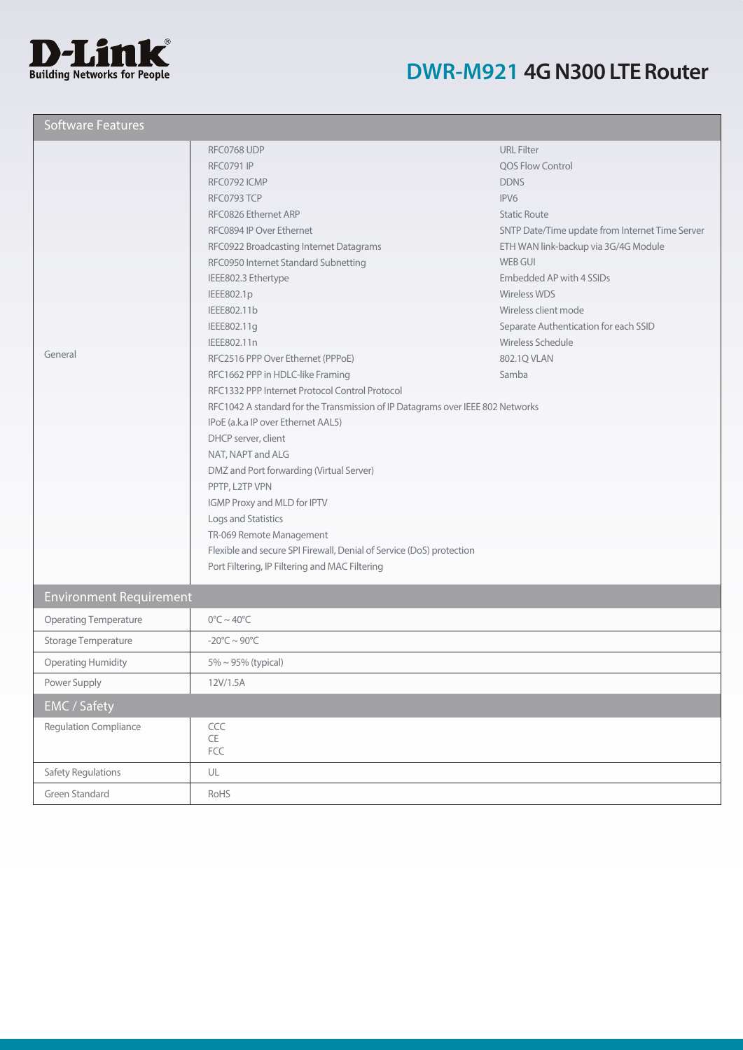# DWR-M921 4G N300 LTE Router

| Software Features | | |
|---|---|---|
| General | RFC0768 UDP<br>RFC0791 IP<br>RFC0792 ICMP<br>RFC0793 TCP<br>RFC0826 Ethernet ARP<br>RFC0894 IP Over Ethernet<br>RFC0922 Broadcasting Internet Datagrams<br>RFC0950 Internet Standard Subnetting<br>IEEE802.3 Ethertype<br>IEEE802.1p<br>IEEE802.11b<br>IEEE802.11g<br>IEEE802.11n<br>RFC2516 PPP Over Ethernet (PPPoE)<br>RFC1662 PPP in HDLC-like Framing<br>RFC1332 PPP Internet Protocol Control Protocol<br>RFC1042 A standard for the Transmission of IP Datagrams over IEEE 802 Networks<br>IPoE (a.k.a IP over Ethernet AAL5)<br>DHCP server, client<br>NAT, NAPT and ALG<br>DMZ and Port forwarding (Virtual Server)<br>PPTP, L2TP VPN<br>IGMP Proxy and MLD for IPTV<br>Logs and Statistics<br>TR-069 Remote Management<br>Flexible and secure SPI Firewall, Denial of Service (DoS) protection<br>Port Filtering, IP Filtering and MAC Filtering | URL Filter<br>QOS Flow Control<br>DDNS<br>IPV6<br>Static Route<br>SNTP Date/Time update from Internet Time Server<br>ETH WAN link-backup via 3G/4G Module<br>WEB GUI<br>Embedded AP with 4 SSIDs<br>Wireless WDS<br>Wireless client mode<br>Separate Authentication for each SSID<br>Wireless Schedule<br>802.1Q VLAN<br>Samba |

| Environment Requirement | |
|---|---|
| Operating Temperature | 0°C ~ 40°C |
| Storage Temperature | -20°C ~ 90°C |
| Operating Humidity | 5% ~ 95% (typical) |
| Power Supply | 12V/1.5A |

| EMC / Safety | |
|---|---|
| Regulation Compliance | CCC<br>CE<br>FCC |
| Safety Regulations | UL |
| Green Standard | RoHS |